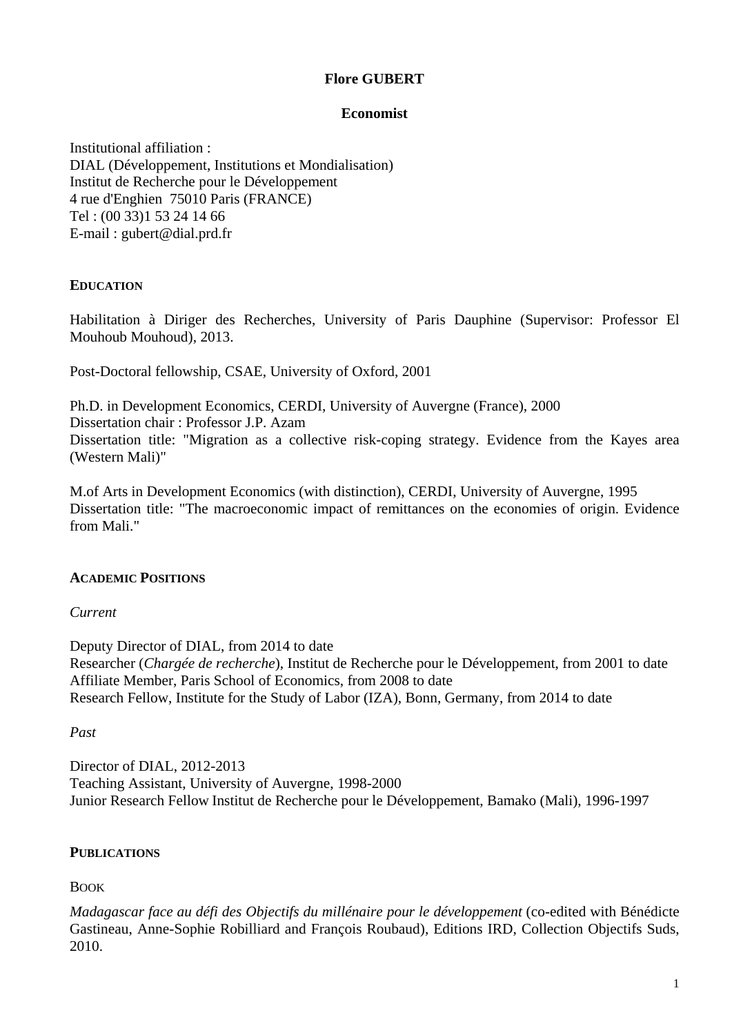# Flore GUBERT

## Economist

Institutional affiliation :
DIAL (Développement, Institutions et Mondialisation)
Institut de Recherche pour le Développement
4 rue d'Enghien 75010 Paris (FRANCE)
Tel : (00 33)1 53 24 14 66
E-mail : gubert@dial.prd.fr

## EDUCATION

Habilitation à Diriger des Recherches, University of Paris Dauphine (Supervisor: Professor El Mouhoub Mouhoud), 2013.

Post-Doctoral fellowship, CSAE, University of Oxford, 2001

Ph.D. in Development Economics, CERDI, University of Auvergne (France), 2000
Dissertation chair : Professor J.P. Azam
Dissertation title: "Migration as a collective risk-coping strategy. Evidence from the Kayes area (Western Mali)"

M.of Arts in Development Economics (with distinction), CERDI, University of Auvergne, 1995
Dissertation title: "The macroeconomic impact of remittances on the economies of origin. Evidence from Mali."

## ACADEMIC POSITIONS

*Current*

Deputy Director of DIAL, from 2014 to date
Researcher (*Chargée de recherche*), Institut de Recherche pour le Développement, from 2001 to date
Affiliate Member, Paris School of Economics, from 2008 to date
Research Fellow, Institute for the Study of Labor (IZA), Bonn, Germany, from 2014 to date

*Past*

Director of DIAL, 2012-2013
Teaching Assistant, University of Auvergne, 1998-2000
Junior Research Fellow Institut de Recherche pour le Développement, Bamako (Mali), 1996-1997

## PUBLICATIONS

### BOOK

*Madagascar face au défi des Objectifs du millénaire pour le développement* (co-edited with Bénédicte Gastineau, Anne-Sophie Robilliard and François Roubaud), Editions IRD, Collection Objectifs Suds, 2010.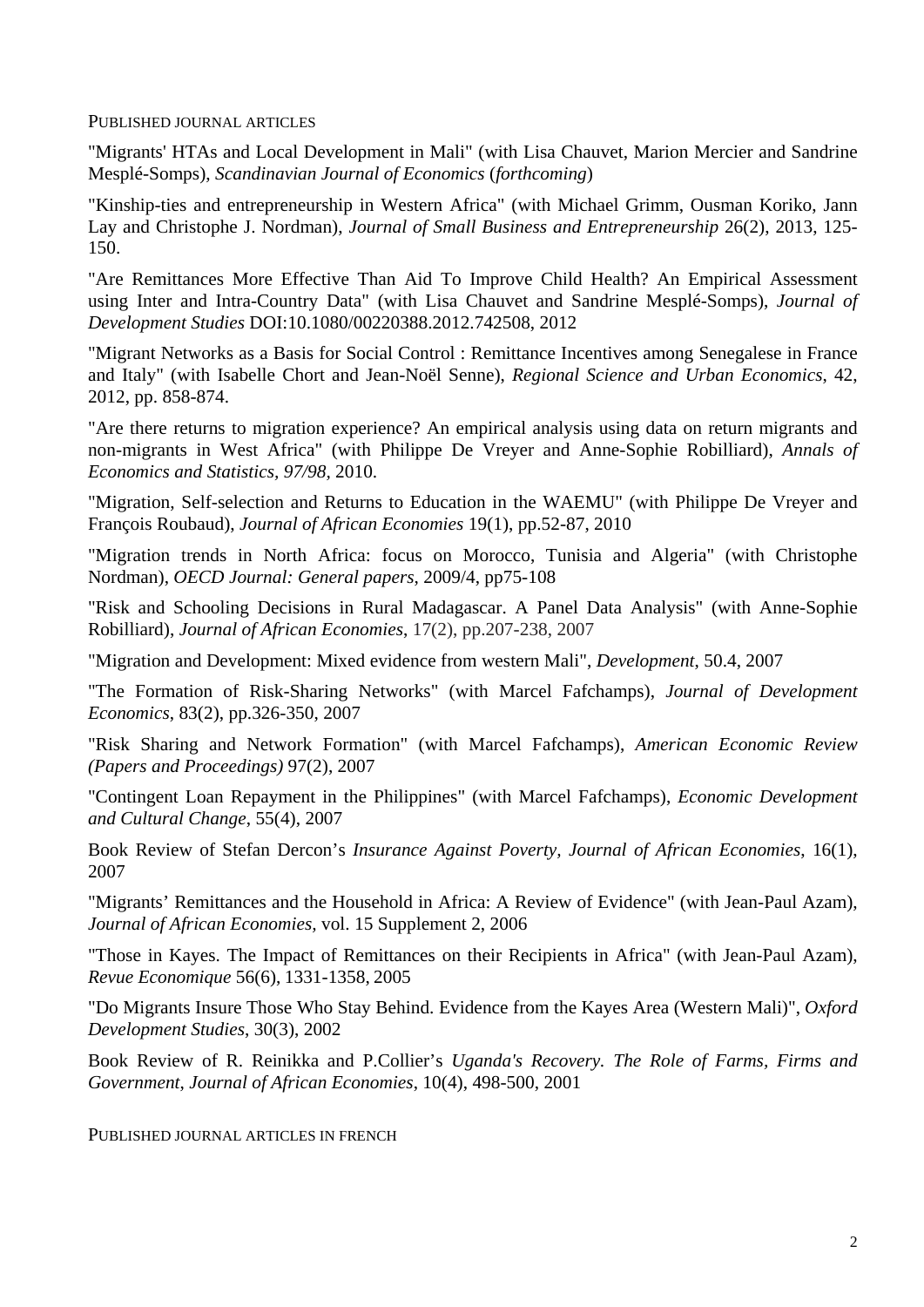## Published journal articles

"Migrants' HTAs and Local Development in Mali" (with Lisa Chauvet, Marion Mercier and Sandrine Mesplé-Somps), *Scandinavian Journal of Economics* (*forthcoming*)

"Kinship-ties and entrepreneurship in Western Africa" (with Michael Grimm, Ousman Koriko, Jann Lay and Christophe J. Nordman), *Journal of Small Business and Entrepreneurship* 26(2), 2013, 125-150.

"Are Remittances More Effective Than Aid To Improve Child Health? An Empirical Assessment using Inter and Intra-Country Data" (with Lisa Chauvet and Sandrine Mesplé-Somps), *Journal of Development Studies* DOI:10.1080/00220388.2012.742508, 2012

"Migrant Networks as a Basis for Social Control : Remittance Incentives among Senegalese in France and Italy" (with Isabelle Chort and Jean-Noël Senne), *Regional Science and Urban Economics*, 42, 2012, pp. 858-874.

"Are there returns to migration experience? An empirical analysis using data on return migrants and non-migrants in West Africa" (with Philippe De Vreyer and Anne-Sophie Robilliard), *Annals of Economics and Statistics, 97/98*, 2010.

"Migration, Self-selection and Returns to Education in the WAEMU" (with Philippe De Vreyer and François Roubaud), *Journal of African Economies* 19(1), pp.52-87, 2010

"Migration trends in North Africa: focus on Morocco, Tunisia and Algeria" (with Christophe Nordman), *OECD Journal: General papers*, 2009/4, pp75-108

"Risk and Schooling Decisions in Rural Madagascar. A Panel Data Analysis" (with Anne-Sophie Robilliard), *Journal of African Economies*, 17(2), pp.207-238, 2007

"Migration and Development: Mixed evidence from western Mali", *Development*, 50.4, 2007

"The Formation of Risk-Sharing Networks" (with Marcel Fafchamps), *Journal of Development Economics*, 83(2), pp.326-350, 2007

"Risk Sharing and Network Formation" (with Marcel Fafchamps), *American Economic Review (Papers and Proceedings)* 97(2), 2007

"Contingent Loan Repayment in the Philippines" (with Marcel Fafchamps), *Economic Development and Cultural Change*, 55(4), 2007

Book Review of Stefan Dercon's *Insurance Against Poverty*, *Journal of African Economies*, 16(1), 2007

"Migrants' Remittances and the Household in Africa: A Review of Evidence" (with Jean-Paul Azam), *Journal of African Economies*, vol. 15 Supplement 2, 2006

"Those in Kayes. The Impact of Remittances on their Recipients in Africa" (with Jean-Paul Azam), *Revue Economique* 56(6), 1331-1358, 2005

"Do Migrants Insure Those Who Stay Behind. Evidence from the Kayes Area (Western Mali)", *Oxford Development Studies*, 30(3), 2002

Book Review of R. Reinikka and P.Collier's *Uganda's Recovery. The Role of Farms, Firms and Government*, *Journal of African Economies*, 10(4), 498-500, 2001

## Published journal articles in French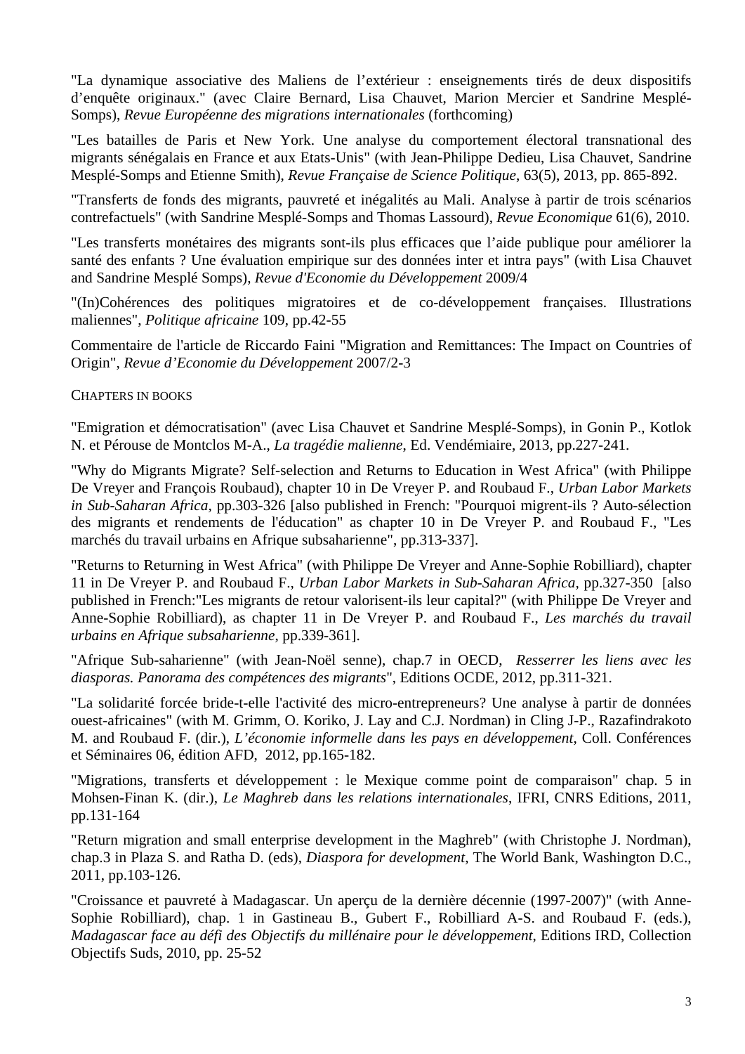"La dynamique associative des Maliens de l'extérieur : enseignements tirés de deux dispositifs d'enquête originaux." (avec Claire Bernard, Lisa Chauvet, Marion Mercier et Sandrine Mesplé-Somps), *Revue Européenne des migrations internationales* (forthcoming)

"Les batailles de Paris et New York. Une analyse du comportement électoral transnational des migrants sénégalais en France et aux Etats-Unis" (with Jean-Philippe Dedieu, Lisa Chauvet, Sandrine Mesplé-Somps and Etienne Smith), *Revue Française de Science Politique*, 63(5), 2013, pp. 865-892.

"Transferts de fonds des migrants, pauvreté et inégalités au Mali. Analyse à partir de trois scénarios contrefactuels" (with Sandrine Mesplé-Somps and Thomas Lassourd), *Revue Economique* 61(6), 2010.

"Les transferts monétaires des migrants sont-ils plus efficaces que l'aide publique pour améliorer la santé des enfants ? Une évaluation empirique sur des données inter et intra pays" (with Lisa Chauvet and Sandrine Mesplé Somps), *Revue d'Economie du Développement* 2009/4

"(In)Cohérences des politiques migratoires et de co-développement françaises. Illustrations maliennes", *Politique africaine* 109, pp.42-55

Commentaire de l'article de Riccardo Faini "Migration and Remittances: The Impact on Countries of Origin", *Revue d'Economie du Développement* 2007/2-3

## CHAPTERS IN BOOKS

"Emigration et démocratisation" (avec Lisa Chauvet et Sandrine Mesplé-Somps), in Gonin P., Kotlok N. et Pérouse de Montclos M-A., *La tragédie malienne*, Ed. Vendémiaire, 2013, pp.227-241.

"Why do Migrants Migrate? Self-selection and Returns to Education in West Africa" (with Philippe De Vreyer and François Roubaud), chapter 10 in De Vreyer P. and Roubaud F., *Urban Labor Markets in Sub-Saharan Africa*, pp.303-326 [also published in French: "Pourquoi migrent-ils ? Auto-sélection des migrants et rendements de l'éducation" as chapter 10 in De Vreyer P. and Roubaud F., "Les marchés du travail urbains en Afrique subsaharienne", pp.313-337].

"Returns to Returning in West Africa" (with Philippe De Vreyer and Anne-Sophie Robilliard), chapter 11 in De Vreyer P. and Roubaud F., *Urban Labor Markets in Sub-Saharan Africa*, pp.327-350 [also published in French:"Les migrants de retour valorisent-ils leur capital?" (with Philippe De Vreyer and Anne-Sophie Robilliard), as chapter 11 in De Vreyer P. and Roubaud F., *Les marchés du travail urbains en Afrique subsaharienne*, pp.339-361].

"Afrique Sub-saharienne" (with Jean-Noël senne), chap.7 in OECD, *Resserrer les liens avec les diasporas. Panorama des compétences des migrants*", Editions OCDE, 2012, pp.311-321.

"La solidarité forcée bride-t-elle l'activité des micro-entrepreneurs? Une analyse à partir de données ouest-africaines" (with M. Grimm, O. Koriko, J. Lay and C.J. Nordman) in Cling J-P., Razafindrakoto M. and Roubaud F. (dir.), *L'économie informelle dans les pays en développement*, Coll. Conférences et Séminaires 06, édition AFD, 2012, pp.165-182.

"Migrations, transferts et développement : le Mexique comme point de comparaison" chap. 5 in Mohsen-Finan K. (dir.), *Le Maghreb dans les relations internationales*, IFRI, CNRS Editions, 2011, pp.131-164

"Return migration and small enterprise development in the Maghreb" (with Christophe J. Nordman), chap.3 in Plaza S. and Ratha D. (eds), *Diaspora for development*, The World Bank, Washington D.C., 2011, pp.103-126.

"Croissance et pauvreté à Madagascar. Un aperçu de la dernière décennie (1997-2007)" (with Anne-Sophie Robilliard), chap. 1 in Gastineau B., Gubert F., Robilliard A-S. and Roubaud F. (eds.), *Madagascar face au défi des Objectifs du millénaire pour le développement*, Editions IRD, Collection Objectifs Suds, 2010, pp. 25-52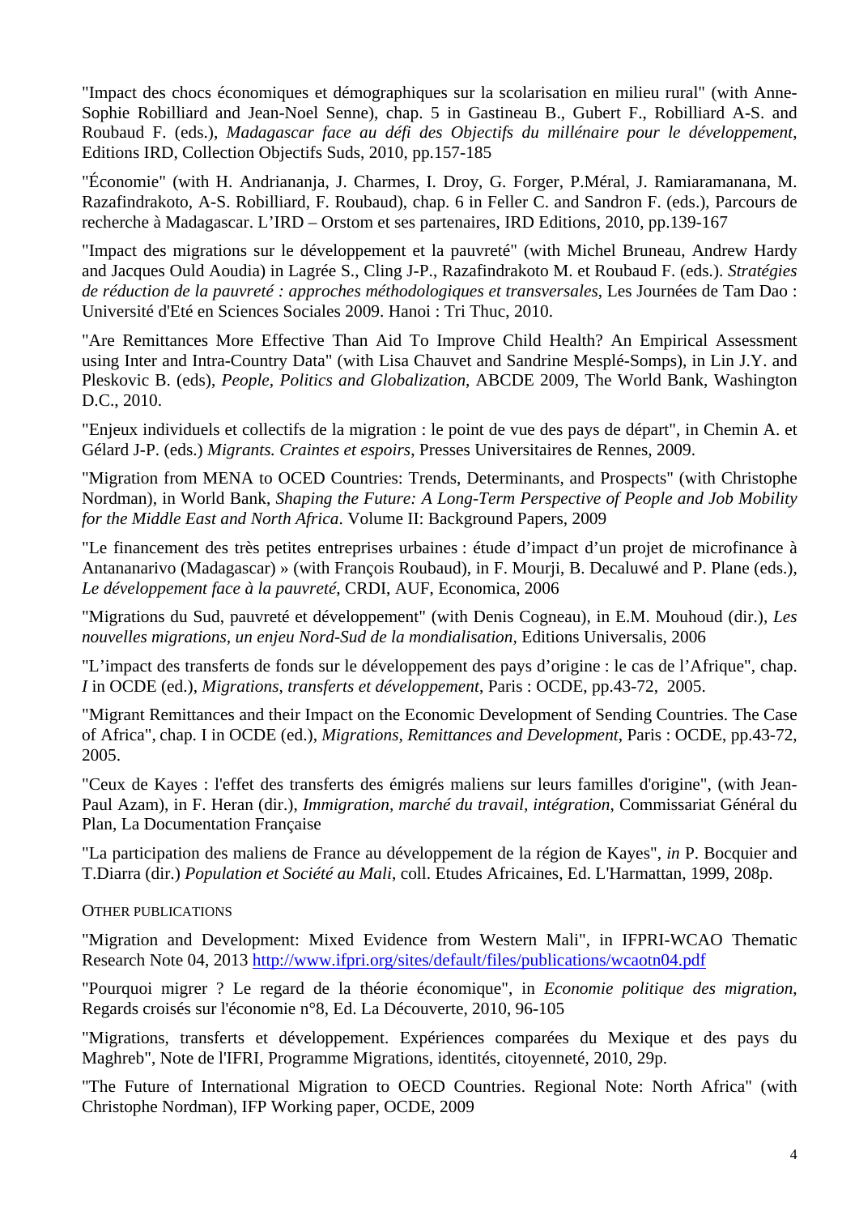"Impact des chocs économiques et démographiques sur la scolarisation en milieu rural" (with Anne-Sophie Robilliard and Jean-Noel Senne), chap. 5 in Gastineau B., Gubert F., Robilliard A-S. and Roubaud F. (eds.), *Madagascar face au défi des Objectifs du millénaire pour le développement*, Editions IRD, Collection Objectifs Suds, 2010, pp.157-185

"Économie" (with H. Andrianandja, J. Charmes, I. Droy, G. Forger, P.Méral, J. Ramiaramanana, M. Razafindrakoto, A-S. Robilliard, F. Roubaud), chap. 6 in Feller C. and Sandron F. (eds.), Parcours de recherche à Madagascar. L'IRD – Orstom et ses partenaires, IRD Editions, 2010, pp.139-167

"Impact des migrations sur le développement et la pauvreté" (with Michel Bruneau, Andrew Hardy and Jacques Ould Aoudia) in Lagrée S., Cling J-P., Razafindrakoto M. et Roubaud F. (eds.). *Stratégies de réduction de la pauvreté : approches méthodologiques et transversales*, Les Journées de Tam Dao : Université d'Eté en Sciences Sociales 2009. Hanoi : Tri Thuc, 2010.

"Are Remittances More Effective Than Aid To Improve Child Health? An Empirical Assessment using Inter and Intra-Country Data" (with Lisa Chauvet and Sandrine Mesplé-Somps), in Lin J.Y. and Pleskovic B. (eds), *People, Politics and Globalization*, ABCDE 2009, The World Bank, Washington D.C., 2010.

"Enjeux individuels et collectifs de la migration : le point de vue des pays de départ", in Chemin A. et Gélard J-P. (eds.) *Migrants. Craintes et espoirs*, Presses Universitaires de Rennes, 2009.

"Migration from MENA to OCED Countries: Trends, Determinants, and Prospects" (with Christophe Nordman), in World Bank, *Shaping the Future: A Long-Term Perspective of People and Job Mobility for the Middle East and North Africa*. Volume II: Background Papers, 2009

"Le financement des très petites entreprises urbaines : étude d'impact d'un projet de microfinance à Antananarivo (Madagascar) » (with François Roubaud), in F. Mourji, B. Decaluwé and P. Plane (eds.), *Le développement face à la pauvreté*, CRDI, AUF, Economica, 2006

"Migrations du Sud, pauvreté et développement" (with Denis Cogneau), in E.M. Mouhoud (dir.), *Les nouvelles migrations, un enjeu Nord-Sud de la mondialisation*, Editions Universalis, 2006

"L'impact des transferts de fonds sur le développement des pays d'origine : le cas de l'Afrique", chap. *I* in OCDE (ed.), *Migrations, transferts et développement*, Paris : OCDE, pp.43-72, 2005.

"Migrant Remittances and their Impact on the Economic Development of Sending Countries. The Case of Africa", chap. I in OCDE (ed.), *Migrations, Remittances and Development*, Paris : OCDE, pp.43-72, 2005.

"Ceux de Kayes : l'effet des transferts des émigrés maliens sur leurs familles d'origine", (with Jean-Paul Azam), in F. Heran (dir.), *Immigration, marché du travail, intégration*, Commissariat Général du Plan, La Documentation Française

"La participation des maliens de France au développement de la région de Kayes", *in* P. Bocquier and T.Diarra (dir.) *Population et Société au Mali*, coll. Etudes Africaines, Ed. L'Harmattan, 1999, 208p.

Other publications

"Migration and Development: Mixed Evidence from Western Mali", in IFPRI-WCAO Thematic Research Note 04, 2013 http://www.ifpri.org/sites/default/files/publications/wcaotn04.pdf

"Pourquoi migrer ? Le regard de la théorie économique", in *Economie politique des migration*, Regards croisés sur l'économie n°8, Ed. La Découverte, 2010, 96-105

"Migrations, transferts et développement. Expériences comparées du Mexique et des pays du Maghreb", Note de l'IFRI, Programme Migrations, identités, citoyenneté, 2010, 29p.

"The Future of International Migration to OECD Countries. Regional Note: North Africa" (with Christophe Nordman), IFP Working paper, OCDE, 2009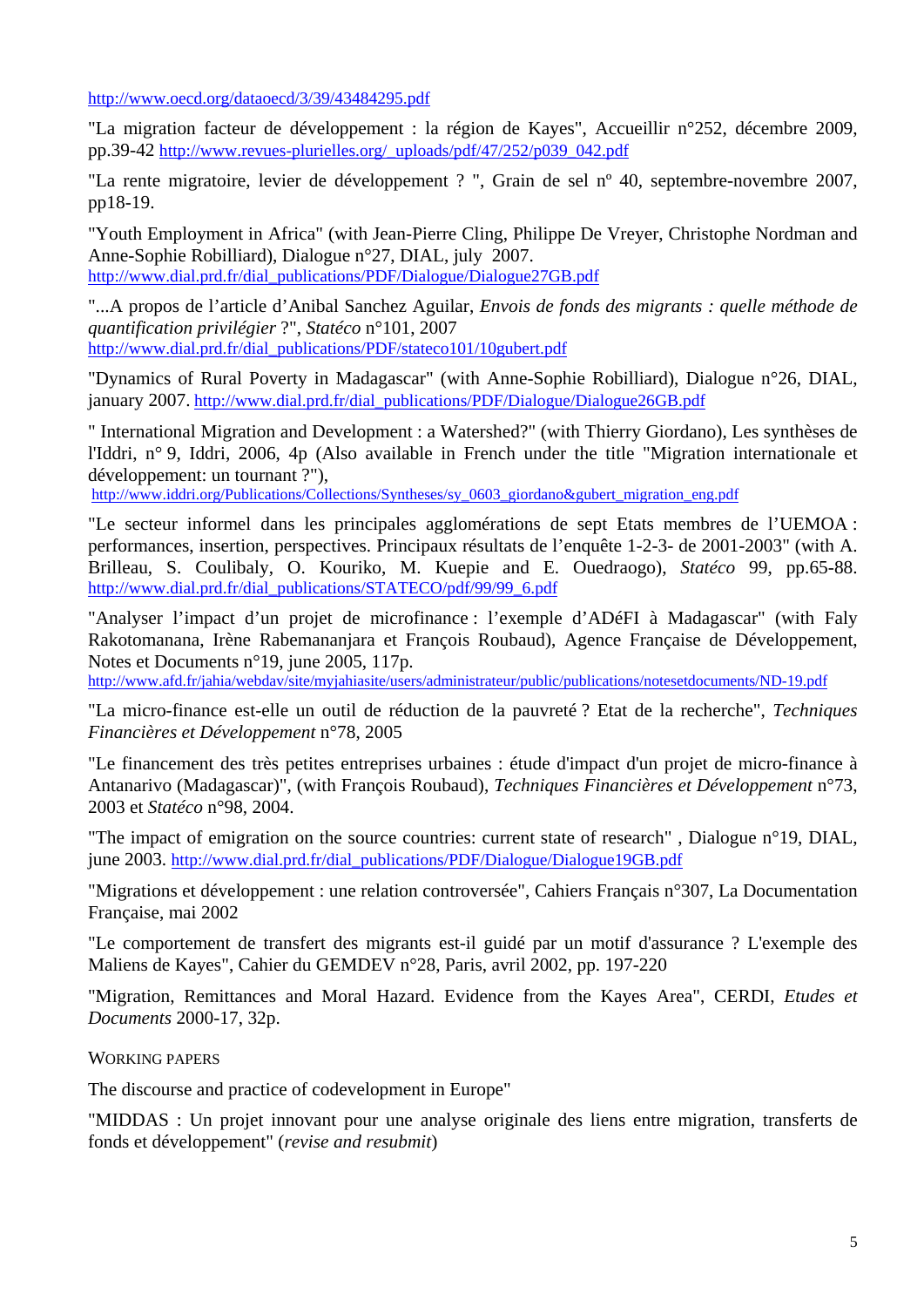http://www.oecd.org/dataoecd/3/39/43484295.pdf

"La migration facteur de développement : la région de Kayes", Accueillir n°252, décembre 2009, pp.39-42 http://www.revues-plurielles.org/_uploads/pdf/47/252/p039_042.pdf

"La rente migratoire, levier de développement ? ", Grain de sel nº 40, septembre-novembre 2007, pp18-19.

"Youth Employment in Africa" (with Jean-Pierre Cling, Philippe De Vreyer, Christophe Nordman and Anne-Sophie Robilliard), Dialogue n°27, DIAL, july 2007. http://www.dial.prd.fr/dial_publications/PDF/Dialogue/Dialogue27GB.pdf

"...A propos de l'article d'Anibal Sanchez Aguilar, *Envois de fonds des migrants : quelle méthode de quantification privilégier* ?", *Statéco* n°101, 2007 http://www.dial.prd.fr/dial_publications/PDF/stateco101/10gubert.pdf

"Dynamics of Rural Poverty in Madagascar" (with Anne-Sophie Robilliard), Dialogue n°26, DIAL, january 2007. http://www.dial.prd.fr/dial_publications/PDF/Dialogue/Dialogue26GB.pdf

" International Migration and Development : a Watershed?" (with Thierry Giordano), Les synthèses de l'Iddri, n° 9, Iddri, 2006, 4p (Also available in French under the title "Migration internationale et développement: un tournant ?"), http://www.iddri.org/Publications/Collections/Syntheses/sy_0603_giordano&gubert_migration_eng.pdf

"Le secteur informel dans les principales agglomérations de sept Etats membres de l'UEMOA : performances, insertion, perspectives. Principaux résultats de l'enquête 1-2-3- de 2001-2003" (with A. Brilleau, S. Coulibaly, O. Kouriko, M. Kuepie and E. Ouedraogo), *Statéco* 99, pp.65-88. http://www.dial.prd.fr/dial_publications/STATECO/pdf/99/99_6.pdf

"Analyser l'impact d'un projet de microfinance : l'exemple d'ADéFI à Madagascar" (with Faly Rakotomanana, Irène Rabemananjara et François Roubaud), Agence Française de Développement, Notes et Documents n°19, june 2005, 117p. http://www.afd.fr/jahia/webdav/site/myjahiasite/users/administrateur/public/publications/notesetdocuments/ND-19.pdf

"La micro-finance est-elle un outil de réduction de la pauvreté ? Etat de la recherche", *Techniques Financières et Développement* n°78, 2005

"Le financement des très petites entreprises urbaines : étude d'impact d'un projet de micro-finance à Antanarivo (Madagascar)", (with François Roubaud), *Techniques Financières et Développement* n°73, 2003 et *Statéco* n°98, 2004.

"The impact of emigration on the source countries: current state of research" , Dialogue n°19, DIAL, june 2003. http://www.dial.prd.fr/dial_publications/PDF/Dialogue/Dialogue19GB.pdf

"Migrations et développement : une relation controversée", Cahiers Français n°307, La Documentation Française, mai 2002

"Le comportement de transfert des migrants est-il guidé par un motif d'assurance ? L'exemple des Maliens de Kayes", Cahier du GEMDEV n°28, Paris, avril 2002, pp. 197-220

"Migration, Remittances and Moral Hazard. Evidence from the Kayes Area", CERDI, *Etudes et Documents* 2000-17, 32p.

WORKING PAPERS

The discourse and practice of codevelopment in Europe"

"MIDDAS : Un projet innovant pour une analyse originale des liens entre migration, transferts de fonds et développement" (*revise and resubmit*)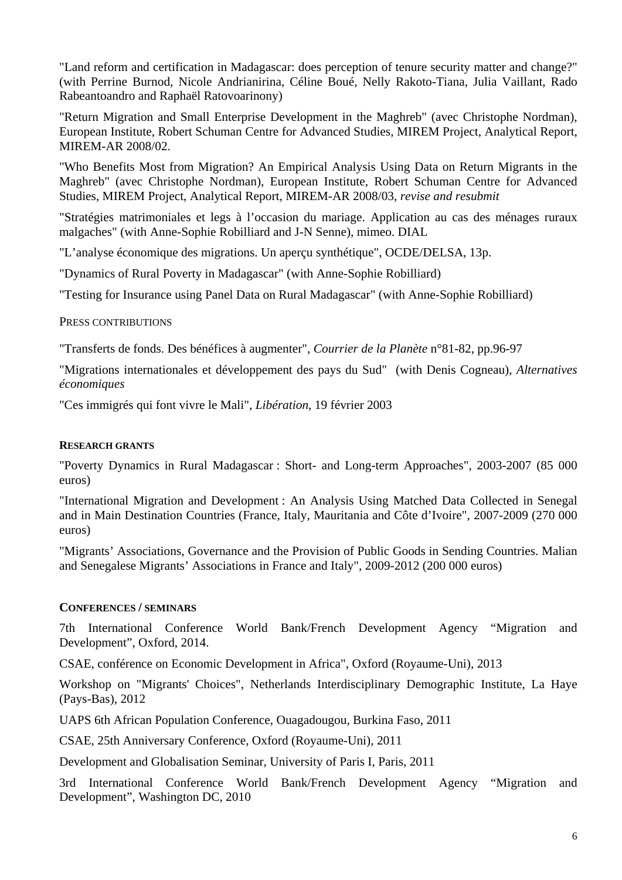"Land reform and certification in Madagascar: does perception of tenure security matter and change?" (with Perrine Burnod, Nicole Andrianirina, Céline Boué, Nelly Rakoto-Tiana, Julia Vaillant, Rado Rabeantoandro and Raphaël Ratovoarinony)

"Return Migration and Small Enterprise Development in the Maghreb" (avec Christophe Nordman), European Institute, Robert Schuman Centre for Advanced Studies, MIREM Project, Analytical Report, MIREM-AR 2008/02.

"Who Benefits Most from Migration? An Empirical Analysis Using Data on Return Migrants in the Maghreb" (avec Christophe Nordman), European Institute, Robert Schuman Centre for Advanced Studies, MIREM Project, Analytical Report, MIREM-AR 2008/03, *revise and resubmit*

"Stratégies matrimoniales et legs à l'occasion du mariage. Application au cas des ménages ruraux malgaches" (with Anne-Sophie Robilliard and J-N Senne), mimeo. DIAL

"L'analyse économique des migrations. Un aperçu synthétique", OCDE/DELSA, 13p.

"Dynamics of Rural Poverty in Madagascar" (with Anne-Sophie Robilliard)

"Testing for Insurance using Panel Data on Rural Madagascar" (with Anne-Sophie Robilliard)

PRESS CONTRIBUTIONS

"Transferts de fonds. Des bénéfices à augmenter", *Courrier de la Planète* n°81-82, pp.96-97

"Migrations internationales et développement des pays du Sud" (with Denis Cogneau), *Alternatives économiques*

"Ces immigrés qui font vivre le Mali", *Libération*, 19 février 2003

## RESEARCH GRANTS

"Poverty Dynamics in Rural Madagascar : Short- and Long-term Approaches", 2003-2007 (85 000 euros)

"International Migration and Development : An Analysis Using Matched Data Collected in Senegal and in Main Destination Countries (France, Italy, Mauritania and Côte d'Ivoire", 2007-2009 (270 000 euros)

"Migrants' Associations, Governance and the Provision of Public Goods in Sending Countries. Malian and Senegalese Migrants' Associations in France and Italy", 2009-2012 (200 000 euros)

## CONFERENCES / SEMINARS

7th International Conference World Bank/French Development Agency "Migration and Development", Oxford, 2014.

CSAE, conférence on Economic Development in Africa", Oxford (Royaume-Uni), 2013

Workshop on "Migrants' Choices", Netherlands Interdisciplinary Demographic Institute, La Haye (Pays-Bas), 2012

UAPS 6th African Population Conference, Ouagadougou, Burkina Faso, 2011

CSAE, 25th Anniversary Conference, Oxford (Royaume-Uni), 2011

Development and Globalisation Seminar, University of Paris I, Paris, 2011

3rd International Conference World Bank/French Development Agency "Migration and Development", Washington DC, 2010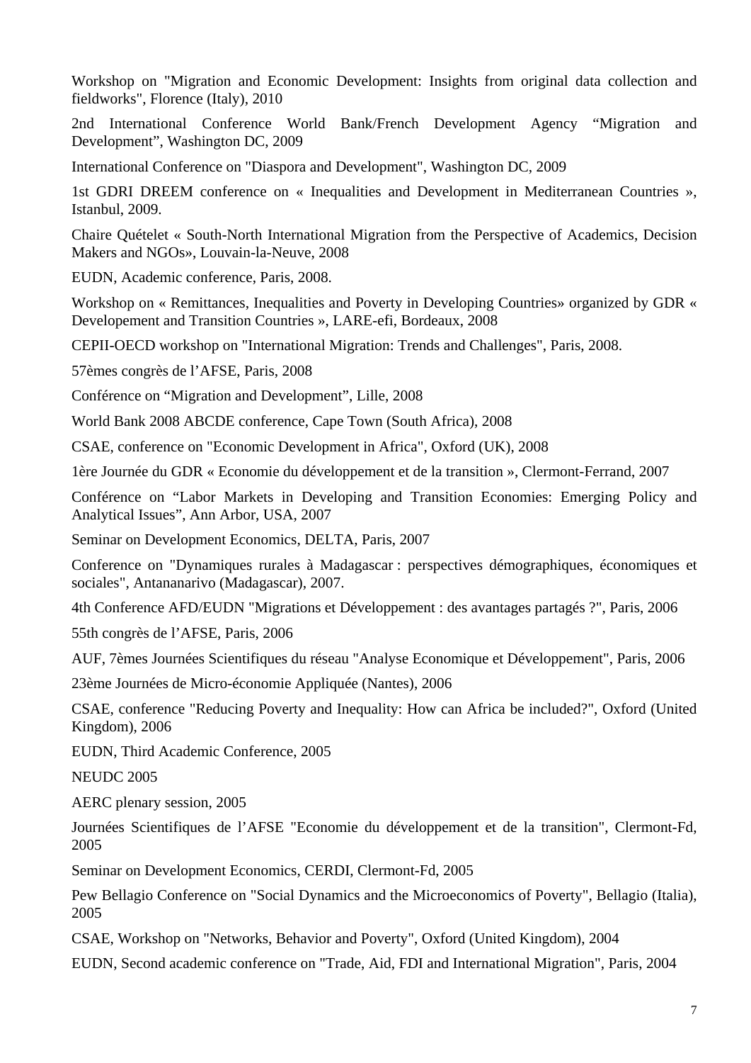Workshop on "Migration and Economic Development: Insights from original data collection and fieldworks", Florence (Italy), 2010

2nd International Conference World Bank/French Development Agency "Migration and Development", Washington DC, 2009

International Conference on "Diaspora and Development", Washington DC, 2009

1st GDRI DREEM conference on « Inequalities and Development in Mediterranean Countries », Istanbul, 2009.

Chaire Quételet « South-North International Migration from the Perspective of Academics, Decision Makers and NGOs», Louvain-la-Neuve, 2008

EUDN, Academic conference, Paris, 2008.

Workshop on « Remittances, Inequalities and Poverty in Developing Countries» organized by GDR « Developement and Transition Countries », LARE-efi, Bordeaux, 2008

CEPII-OECD workshop on "International Migration: Trends and Challenges", Paris, 2008.

57èmes congrès de l'AFSE, Paris, 2008

Conférence on "Migration and Development", Lille, 2008

World Bank 2008 ABCDE conference, Cape Town (South Africa), 2008

CSAE, conference on "Economic Development in Africa", Oxford (UK), 2008

1ère Journée du GDR « Economie du développement et de la transition », Clermont-Ferrand, 2007

Conférence on "Labor Markets in Developing and Transition Economies: Emerging Policy and Analytical Issues", Ann Arbor, USA, 2007

Seminar on Development Economics, DELTA, Paris, 2007

Conference on "Dynamiques rurales à Madagascar : perspectives démographiques, économiques et sociales", Antananarivo (Madagascar), 2007.

4th Conference AFD/EUDN "Migrations et Développement : des avantages partagés ?", Paris, 2006

55th congrès de l'AFSE, Paris, 2006

AUF, 7èmes Journées Scientifiques du réseau "Analyse Economique et Développement", Paris, 2006

23ème Journées de Micro-économie Appliquée (Nantes), 2006

CSAE, conference "Reducing Poverty and Inequality: How can Africa be included?", Oxford (United Kingdom), 2006

EUDN, Third Academic Conference, 2005

NEUDC 2005

AERC plenary session, 2005

Journées Scientifiques de l'AFSE "Economie du développement et de la transition", Clermont-Fd, 2005

Seminar on Development Economics, CERDI, Clermont-Fd, 2005

Pew Bellagio Conference on "Social Dynamics and the Microeconomics of Poverty", Bellagio (Italia), 2005

CSAE, Workshop on "Networks, Behavior and Poverty", Oxford (United Kingdom), 2004

EUDN, Second academic conference on "Trade, Aid, FDI and International Migration", Paris, 2004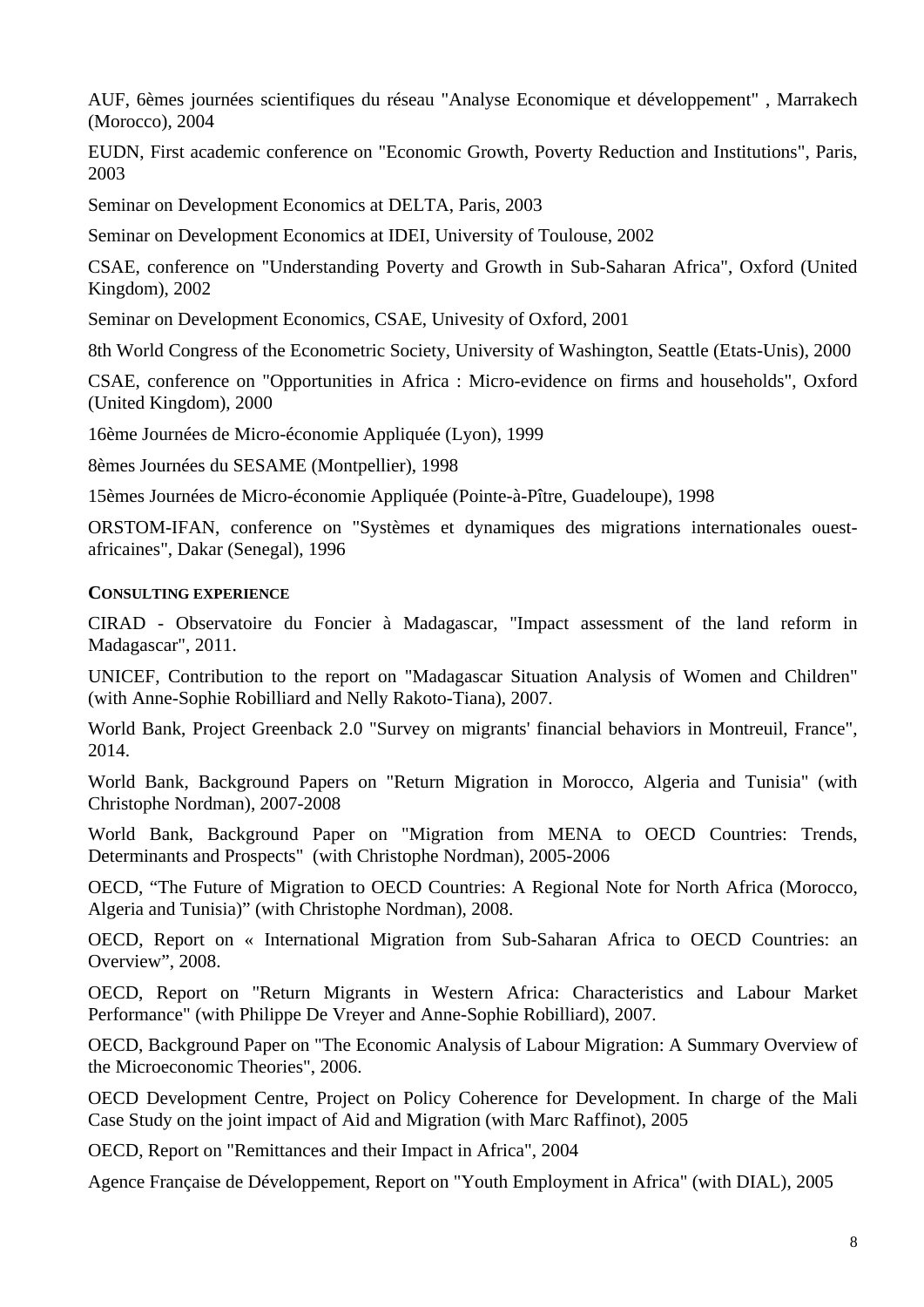AUF, 6èmes journées scientifiques du réseau "Analyse Economique et développement" , Marrakech (Morocco), 2004

EUDN, First academic conference on "Economic Growth, Poverty Reduction and Institutions", Paris, 2003

Seminar on Development Economics at DELTA, Paris, 2003

Seminar on Development Economics at IDEI, University of Toulouse, 2002

CSAE, conference on "Understanding Poverty and Growth in Sub-Saharan Africa", Oxford (United Kingdom), 2002

Seminar on Development Economics, CSAE, Univesity of Oxford, 2001

8th World Congress of the Econometric Society, University of Washington, Seattle (Etats-Unis), 2000

CSAE, conference on "Opportunities in Africa : Micro-evidence on firms and households", Oxford (United Kingdom), 2000

16ème Journées de Micro-économie Appliquée (Lyon), 1999

8èmes Journées du SESAME (Montpellier), 1998

15èmes Journées de Micro-économie Appliquée (Pointe-à-Pître, Guadeloupe), 1998

ORSTOM-IFAN, conference on "Systèmes et dynamiques des migrations internationales ouest-africaines", Dakar (Senegal), 1996

**CONSULTING EXPERIENCE**

CIRAD - Observatoire du Foncier à Madagascar, "Impact assessment of the land reform in Madagascar", 2011.

UNICEF, Contribution to the report on "Madagascar Situation Analysis of Women and Children" (with Anne-Sophie Robilliard and Nelly Rakoto-Tiana), 2007.

World Bank, Project Greenback 2.0 "Survey on migrants' financial behaviors in Montreuil, France", 2014.

World Bank, Background Papers on "Return Migration in Morocco, Algeria and Tunisia" (with Christophe Nordman), 2007-2008

World Bank, Background Paper on "Migration from MENA to OECD Countries: Trends, Determinants and Prospects" (with Christophe Nordman), 2005-2006

OECD, "The Future of Migration to OECD Countries: A Regional Note for North Africa (Morocco, Algeria and Tunisia)" (with Christophe Nordman), 2008.

OECD, Report on « International Migration from Sub-Saharan Africa to OECD Countries: an Overview", 2008.

OECD, Report on "Return Migrants in Western Africa: Characteristics and Labour Market Performance" (with Philippe De Vreyer and Anne-Sophie Robilliard), 2007.

OECD, Background Paper on "The Economic Analysis of Labour Migration: A Summary Overview of the Microeconomic Theories", 2006.

OECD Development Centre, Project on Policy Coherence for Development. In charge of the Mali Case Study on the joint impact of Aid and Migration (with Marc Raffinot), 2005

OECD, Report on "Remittances and their Impact in Africa", 2004

Agence Française de Développement, Report on "Youth Employment in Africa" (with DIAL), 2005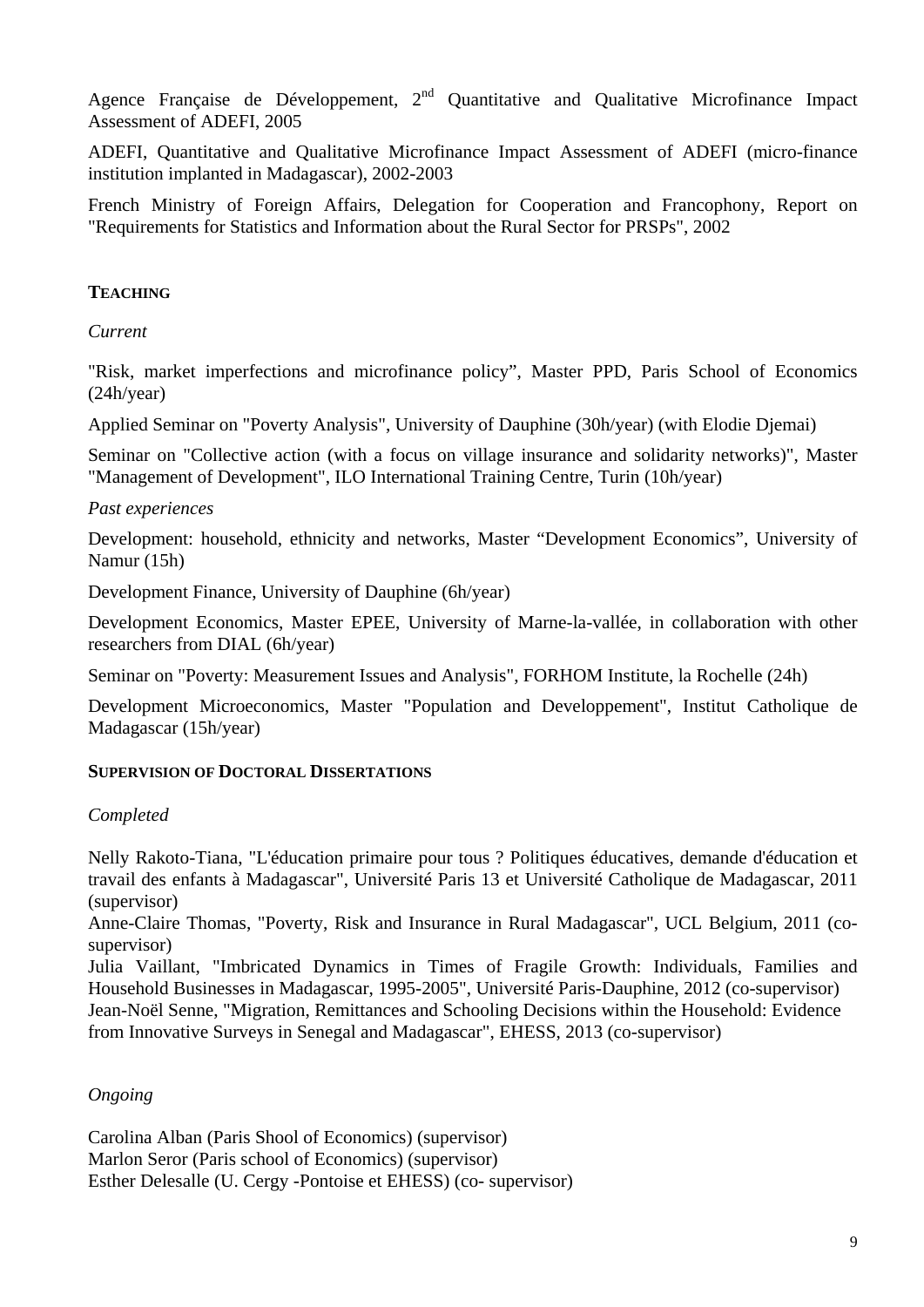Agence Française de Développement, 2nd Quantitative and Qualitative Microfinance Impact Assessment of ADEFI, 2005

ADEFI, Quantitative and Qualitative Microfinance Impact Assessment of ADEFI (micro-finance institution implanted in Madagascar), 2002-2003

French Ministry of Foreign Affairs, Delegation for Cooperation and Francophony, Report on "Requirements for Statistics and Information about the Rural Sector for PRSPs", 2002

## TEACHING

*Current*

"Risk, market imperfections and microfinance policy", Master PPD, Paris School of Economics (24h/year)

Applied Seminar on "Poverty Analysis", University of Dauphine (30h/year) (with Elodie Djemai)

Seminar on "Collective action (with a focus on village insurance and solidarity networks)", Master "Management of Development", ILO International Training Centre, Turin (10h/year)

*Past experiences*

Development: household, ethnicity and networks, Master "Development Economics", University of Namur (15h)

Development Finance, University of Dauphine (6h/year)

Development Economics, Master EPEE, University of Marne-la-vallée, in collaboration with other researchers from DIAL (6h/year)

Seminar on "Poverty: Measurement Issues and Analysis", FORHOM Institute, la Rochelle (24h)

Development Microeconomics, Master "Population and Developpement", Institut Catholique de Madagascar (15h/year)

## SUPERVISION OF DOCTORAL DISSERTATIONS

*Completed*

Nelly Rakoto-Tiana, "L'éducation primaire pour tous ? Politiques éducatives, demande d'éducation et travail des enfants à Madagascar", Université Paris 13 et Université Catholique de Madagascar, 2011 (supervisor)

Anne-Claire Thomas, "Poverty, Risk and Insurance in Rural Madagascar", UCL Belgium, 2011 (co-supervisor)

Julia Vaillant, "Imbricated Dynamics in Times of Fragile Growth: Individuals, Families and Household Businesses in Madagascar, 1995-2005", Université Paris-Dauphine, 2012 (co-supervisor)

Jean-Noël Senne, "Migration, Remittances and Schooling Decisions within the Household: Evidence from Innovative Surveys in Senegal and Madagascar", EHESS, 2013 (co-supervisor)

*Ongoing*

Carolina Alban (Paris Shool of Economics) (supervisor)
Marlon Seror (Paris school of Economics) (supervisor)
Esther Delesalle (U. Cergy -Pontoise et EHESS) (co- supervisor)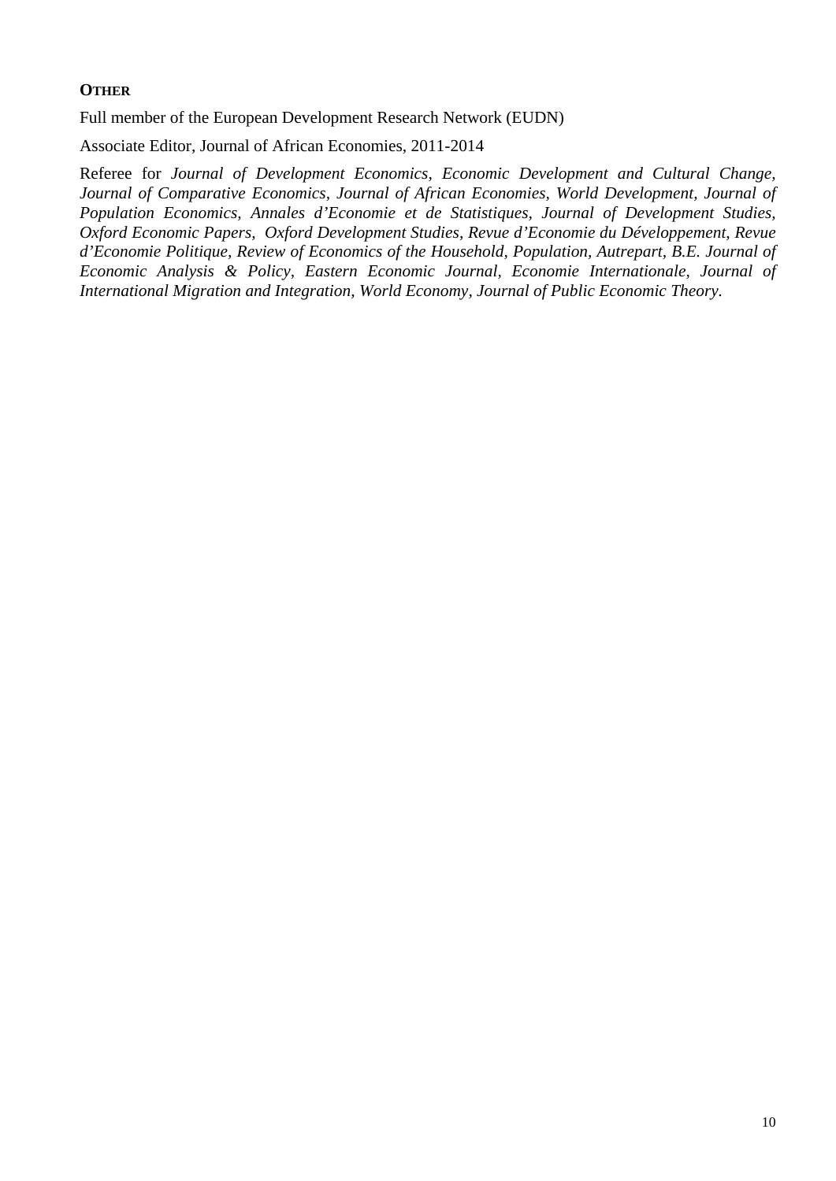## OTHER

Full member of the European Development Research Network (EUDN)

Associate Editor, Journal of African Economies, 2011-2014

Referee for *Journal of Development Economics, Economic Development and Cultural Change, Journal of Comparative Economics, Journal of African Economies, World Development, Journal of Population Economics, Annales d'Economie et de Statistiques, Journal of Development Studies, Oxford Economic Papers, Oxford Development Studies, Revue d'Economie du Développement, Revue d'Economie Politique, Review of Economics of the Household, Population, Autrepart, B.E. Journal of Economic Analysis & Policy, Eastern Economic Journal, Economie Internationale, Journal of International Migration and Integration, World Economy, Journal of Public Economic Theory.*